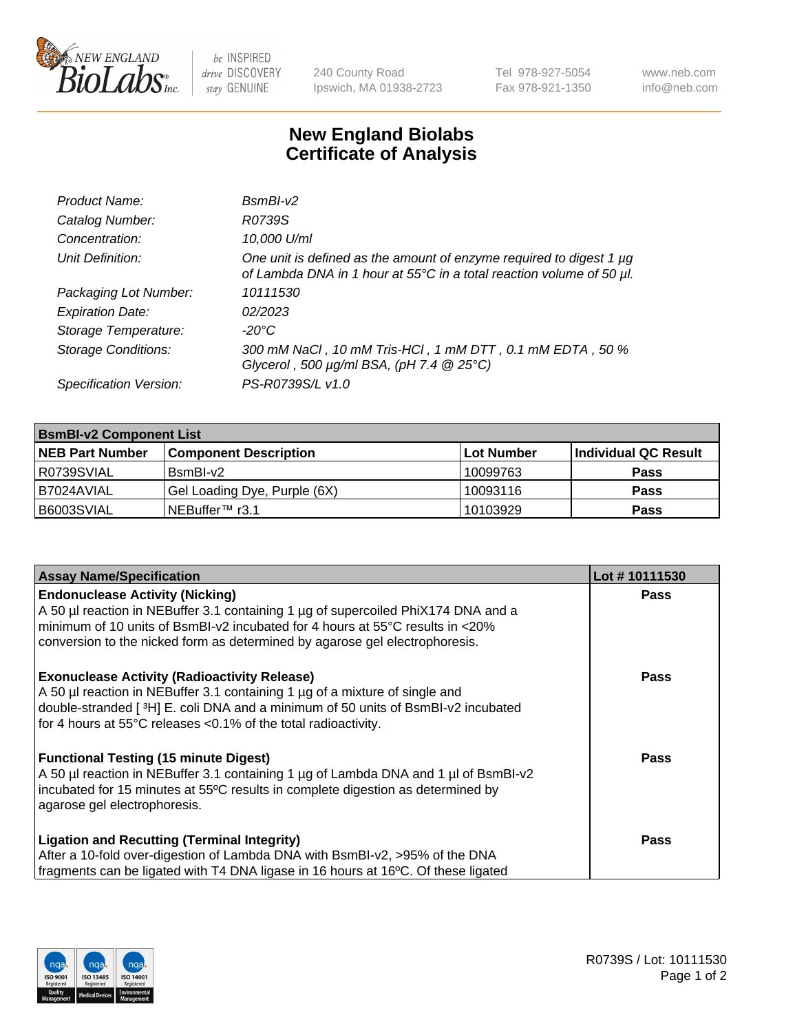# New England Biolabs
# Certificate of Analysis

| | |
|---|---|
| *Product Name:* | *BsmBI-v2* |
| *Catalog Number:* | *R0739S* |
| *Concentration:* | *10,000 U/ml* |
| *Unit Definition:* | *One unit is defined as the amount of enzyme required to digest 1 µg of Lambda DNA in 1 hour at 55°C in a total reaction volume of 50 µl.* |
| *Packaging Lot Number:* | *10111530* |
| *Expiration Date:* | *02/2023* |
| *Storage Temperature:* | *-20°C* |
| *Storage Conditions:* | *300 mM NaCl , 10 mM Tris-HCl , 1 mM DTT , 0.1 mM EDTA , 50 % Glycerol , 500 µg/ml BSA, (pH 7.4 @ 25°C)* |
| *Specification Version:* | *PS-R0739S/L v1.0* |

| **BsmBI-v2 Component List** | | | |
|---|---|---|---|
| **NEB Part Number** | **Component Description** | **Lot Number** | **Individual QC Result** |
| R0739SVIAL | BsmBI-v2 | 10099763 | **Pass** |
| B7024AVIAL | Gel Loading Dye, Purple (6X) | 10093116 | **Pass** |
| B6003SVIAL | NEBuffer™ r3.1 | 10103929 | **Pass** |

| **Assay Name/Specification** | **Lot # 10111530** |
|---|---|
| **Endonuclease Activity (Nicking)** A 50 µl reaction in NEBuffer 3.1 containing 1 µg of supercoiled PhiX174 DNA and a minimum of 10 units of BsmBI-v2 incubated for 4 hours at 55°C results in <20% conversion to the nicked form as determined by agarose gel electrophoresis. | **Pass** |
| **Exonuclease Activity (Radioactivity Release)** A 50 µl reaction in NEBuffer 3.1 containing 1 µg of a mixture of single and double-stranded [ $^{3}$H] E. coli DNA and a minimum of 50 units of BsmBI-v2 incubated for 4 hours at 55°C releases <0.1% of the total radioactivity. | **Pass** |
| **Functional Testing (15 minute Digest)** A 50 µl reaction in NEBuffer 3.1 containing 1 µg of Lambda DNA and 1 µl of BsmBI-v2 incubated for 15 minutes at 55ºC results in complete digestion as determined by agarose gel electrophoresis. | **Pass** |
| **Ligation and Recutting (Terminal Integrity)** After a 10-fold over-digestion of Lambda DNA with BsmBI-v2, >95% of the DNA fragments can be ligated with T4 DNA ligase in 16 hours at 16ºC. Of these ligated | **Pass** |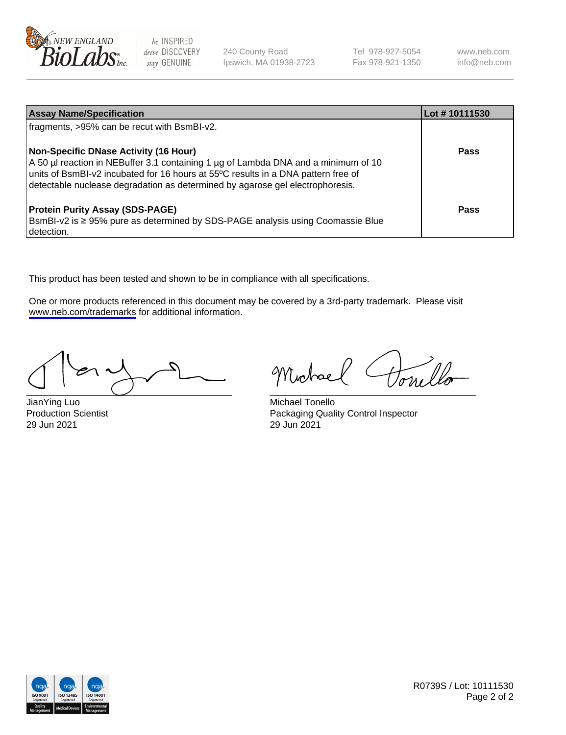| Assay Name/Specification | Lot # 10111530 |
| --- | --- |
| fragments, >95% can be recut with BsmBI-v2. | |
| **Non-Specific DNase Activity (16 Hour)**<br>A 50 µl reaction in NEBuffer 3.1 containing 1 µg of Lambda DNA and a minimum of 10 units of BsmBI-v2 incubated for 16 hours at 55ºC results in a DNA pattern free of detectable nuclease degradation as determined by agarose gel electrophoresis. | **Pass** |
| **Protein Purity Assay (SDS-PAGE)**<br>BsmBI-v2 is ≥ 95% pure as determined by SDS-PAGE analysis using Coomassie Blue detection. | **Pass** |

This product has been tested and shown to be in compliance with all specifications.

One or more products referenced in this document may be covered by a 3rd-party trademark. Please visit www.neb.com/trademarks for additional information.

JianYing Luo
Production Scientist
29 Jun 2021

Michael Tonello
Packaging Quality Control Inspector
29 Jun 2021

R0739S / Lot: 10111530